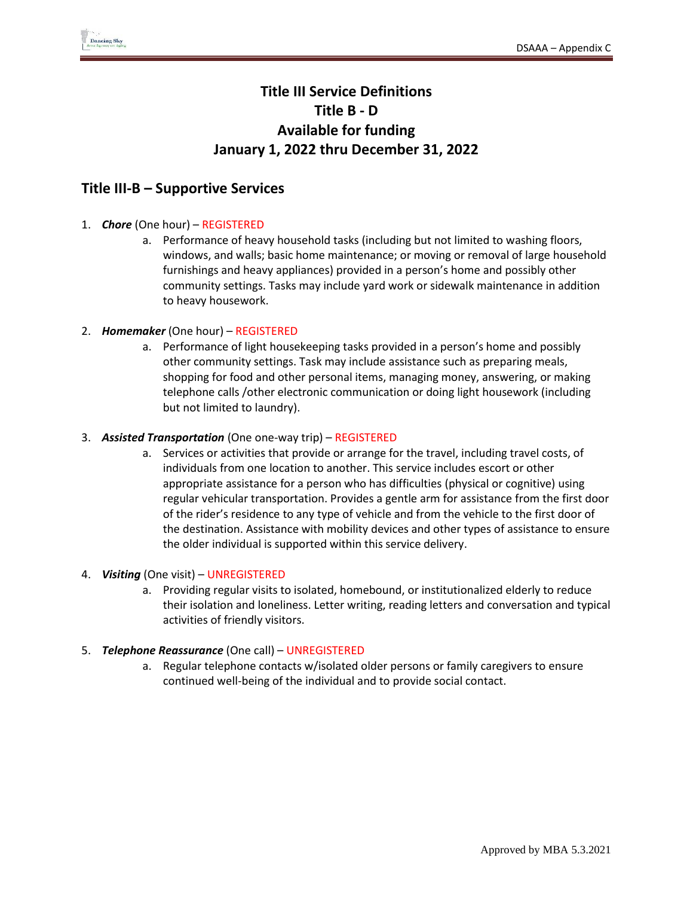# Title III Service Definitions
# Title B - D
# Available for funding
# January 1, 2022 thru December 31, 2022

## Title III-B – Supportive Services

1. ***Chore*** (One hour) – REGISTERED
   a. Performance of heavy household tasks (including but not limited to washing floors, windows, and walls; basic home maintenance; or moving or removal of large household furnishings and heavy appliances) provided in a person's home and possibly other community settings. Tasks may include yard work or sidewalk maintenance in addition to heavy housework.

2. ***Homemaker*** (One hour) – REGISTERED
   a. Performance of light housekeeping tasks provided in a person's home and possibly other community settings. Task may include assistance such as preparing meals, shopping for food and other personal items, managing money, answering, or making telephone calls /other electronic communication or doing light housework (including but not limited to laundry).

3. ***Assisted Transportation*** (One one-way trip) – REGISTERED
   a. Services or activities that provide or arrange for the travel, including travel costs, of individuals from one location to another. This service includes escort or other appropriate assistance for a person who has difficulties (physical or cognitive) using regular vehicular transportation. Provides a gentle arm for assistance from the first door of the rider's residence to any type of vehicle and from the vehicle to the first door of the destination. Assistance with mobility devices and other types of assistance to ensure the older individual is supported within this service delivery.

4. ***Visiting*** (One visit) – UNREGISTERED
   a. Providing regular visits to isolated, homebound, or institutionalized elderly to reduce their isolation and loneliness. Letter writing, reading letters and conversation and typical activities of friendly visitors.

5. ***Telephone Reassurance*** (One call) – UNREGISTERED
   a. Regular telephone contacts w/isolated older persons or family caregivers to ensure continued well-being of the individual and to provide social contact.

Approved by MBA 5.3.2021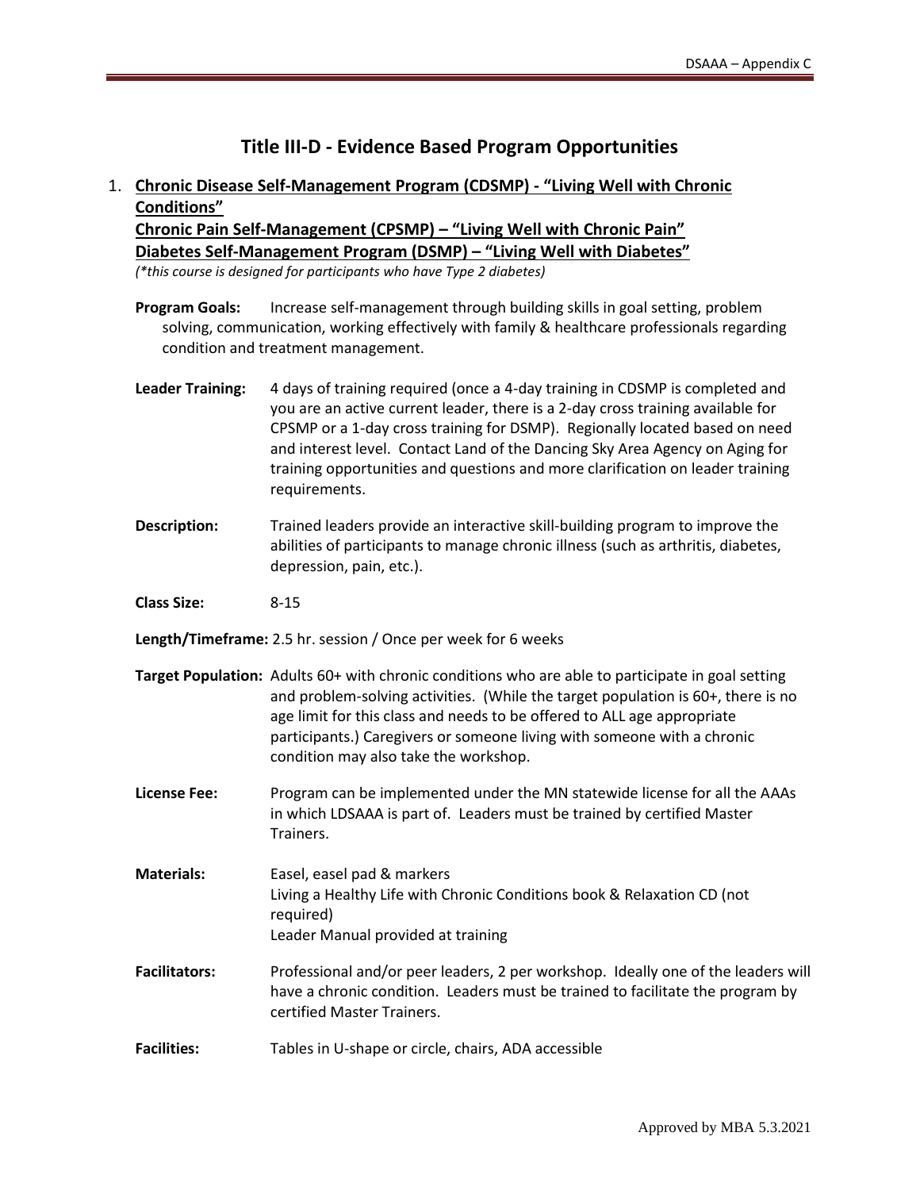# Title III-D - Evidence Based Program Opportunities

1. **Chronic Disease Self-Management Program (CDSMP) - "Living Well with Chronic Conditions"**
   **Chronic Pain Self-Management (CPSMP) – "Living Well with Chronic Pain"**
   **Diabetes Self-Management Program (DSMP) – "Living Well with Diabetes"**
   *(\*this course is designed for participants who have Type 2 diabetes)*

   **Program Goals:** Increase self-management through building skills in goal setting, problem solving, communication, working effectively with family & healthcare professionals regarding condition and treatment management.

   **Leader Training:** 4 days of training required (once a 4-day training in CDSMP is completed and you are an active current leader, there is a 2-day cross training available for CPSMP or a 1-day cross training for DSMP). Regionally located based on need and interest level. Contact Land of the Dancing Sky Area Agency on Aging for training opportunities and questions and more clarification on leader training requirements.

   **Description:** Trained leaders provide an interactive skill-building program to improve the abilities of participants to manage chronic illness (such as arthritis, diabetes, depression, pain, etc.).

   **Class Size:** 8-15

   **Length/Timeframe:** 2.5 hr. session / Once per week for 6 weeks

   **Target Population:** Adults 60+ with chronic conditions who are able to participate in goal setting and problem-solving activities. (While the target population is 60+, there is no age limit for this class and needs to be offered to ALL age appropriate participants.) Caregivers or someone living with someone with a chronic condition may also take the workshop.

   **License Fee:** Program can be implemented under the MN statewide license for all the AAAs in which LDSAAA is part of. Leaders must be trained by certified Master Trainers.

   **Materials:** Easel, easel pad & markers
   Living a Healthy Life with Chronic Conditions book & Relaxation CD (not required)
   Leader Manual provided at training

   **Facilitators:** Professional and/or peer leaders, 2 per workshop. Ideally one of the leaders will have a chronic condition. Leaders must be trained to facilitate the program by certified Master Trainers.

   **Facilities:** Tables in U-shape or circle, chairs, ADA accessible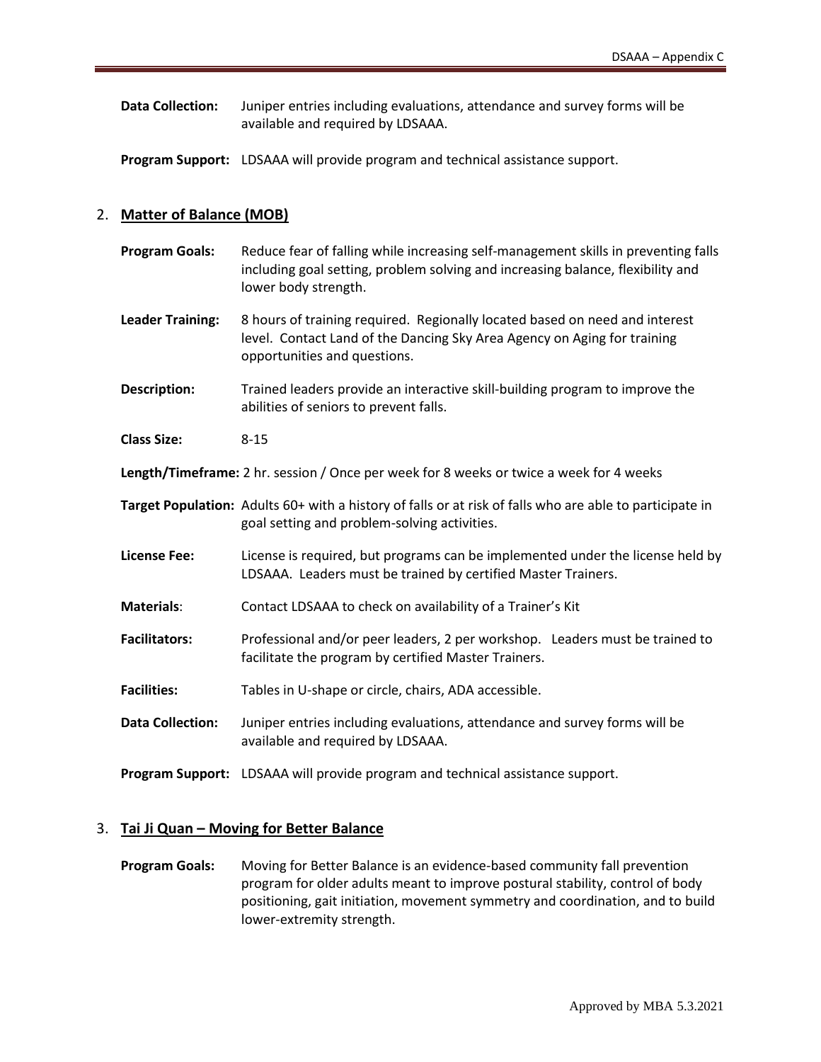**Data Collection:** Juniper entries including evaluations, attendance and survey forms will be available and required by LDSAAA.

**Program Support:** LDSAAA will provide program and technical assistance support.

2. **Matter of Balance (MOB)**

**Program Goals:** Reduce fear of falling while increasing self-management skills in preventing falls including goal setting, problem solving and increasing balance, flexibility and lower body strength.

**Leader Training:** 8 hours of training required. Regionally located based on need and interest level. Contact Land of the Dancing Sky Area Agency on Aging for training opportunities and questions.

**Description:** Trained leaders provide an interactive skill-building program to improve the abilities of seniors to prevent falls.

**Class Size:** 8-15

**Length/Timeframe:** 2 hr. session / Once per week for 8 weeks or twice a week for 4 weeks

**Target Population:** Adults 60+ with a history of falls or at risk of falls who are able to participate in goal setting and problem-solving activities.

**License Fee:** License is required, but programs can be implemented under the license held by LDSAAA. Leaders must be trained by certified Master Trainers.

**Materials**: Contact LDSAAA to check on availability of a Trainer's Kit

**Facilitators:** Professional and/or peer leaders, 2 per workshop. Leaders must be trained to facilitate the program by certified Master Trainers.

**Facilities:** Tables in U-shape or circle, chairs, ADA accessible.

**Data Collection:** Juniper entries including evaluations, attendance and survey forms will be available and required by LDSAAA.

**Program Support:** LDSAAA will provide program and technical assistance support.

3. **Tai Ji Quan – Moving for Better Balance**

**Program Goals:** Moving for Better Balance is an evidence-based community fall prevention program for older adults meant to improve postural stability, control of body positioning, gait initiation, movement symmetry and coordination, and to build lower-extremity strength.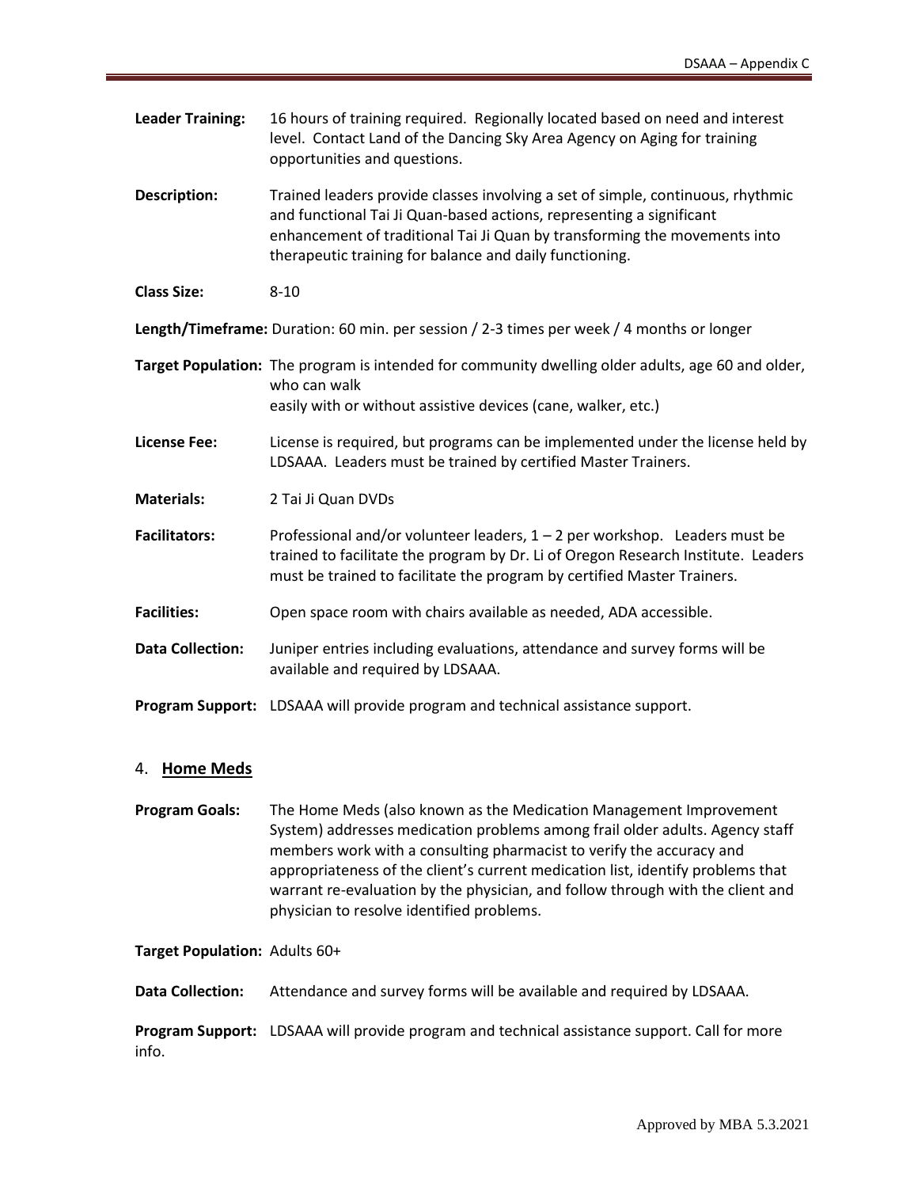**Leader Training:** 16 hours of training required. Regionally located based on need and interest level. Contact Land of the Dancing Sky Area Agency on Aging for training opportunities and questions.

**Description:** Trained leaders provide classes involving a set of simple, continuous, rhythmic and functional Tai Ji Quan-based actions, representing a significant enhancement of traditional Tai Ji Quan by transforming the movements into therapeutic training for balance and daily functioning.

**Class Size:** 8-10

**Length/Timeframe:** Duration: 60 min. per session / 2-3 times per week / 4 months or longer

**Target Population:** The program is intended for community dwelling older adults, age 60 and older, who can walk easily with or without assistive devices (cane, walker, etc.)

**License Fee:** License is required, but programs can be implemented under the license held by LDSAAA. Leaders must be trained by certified Master Trainers.

**Materials:** 2 Tai Ji Quan DVDs

**Facilitators:** Professional and/or volunteer leaders, 1 – 2 per workshop. Leaders must be trained to facilitate the program by Dr. Li of Oregon Research Institute. Leaders must be trained to facilitate the program by certified Master Trainers.

**Facilities:** Open space room with chairs available as needed, ADA accessible.

**Data Collection:** Juniper entries including evaluations, attendance and survey forms will be available and required by LDSAAA.

**Program Support:** LDSAAA will provide program and technical assistance support.

## 4. Home Meds

**Program Goals:** The Home Meds (also known as the Medication Management Improvement System) addresses medication problems among frail older adults. Agency staff members work with a consulting pharmacist to verify the accuracy and appropriateness of the client's current medication list, identify problems that warrant re-evaluation by the physician, and follow through with the client and physician to resolve identified problems.

**Target Population:** Adults 60+

**Data Collection:** Attendance and survey forms will be available and required by LDSAAA.

**Program Support:** LDSAAA will provide program and technical assistance support. Call for more info.

Approved by MBA 5.3.2021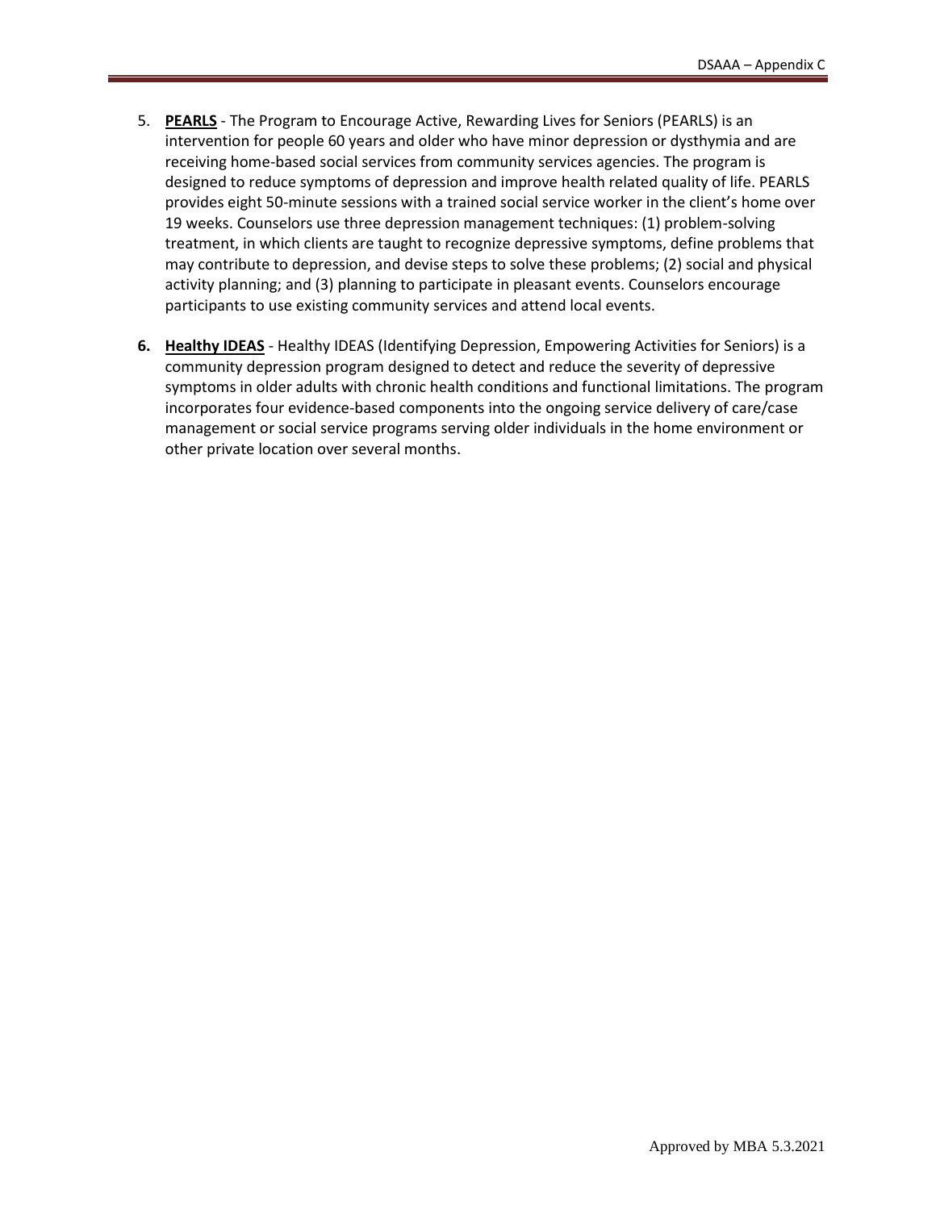5. **PEARLS** - The Program to Encourage Active, Rewarding Lives for Seniors (PEARLS) is an intervention for people 60 years and older who have minor depression or dysthymia and are receiving home-based social services from community services agencies. The program is designed to reduce symptoms of depression and improve health related quality of life. PEARLS provides eight 50-minute sessions with a trained social service worker in the client's home over 19 weeks. Counselors use three depression management techniques: (1) problem-solving treatment, in which clients are taught to recognize depressive symptoms, define problems that may contribute to depression, and devise steps to solve these problems; (2) social and physical activity planning; and (3) planning to participate in pleasant events. Counselors encourage participants to use existing community services and attend local events.

6. **Healthy IDEAS** - Healthy IDEAS (Identifying Depression, Empowering Activities for Seniors) is a community depression program designed to detect and reduce the severity of depressive symptoms in older adults with chronic health conditions and functional limitations. The program incorporates four evidence-based components into the ongoing service delivery of care/case management or social service programs serving older individuals in the home environment or other private location over several months.